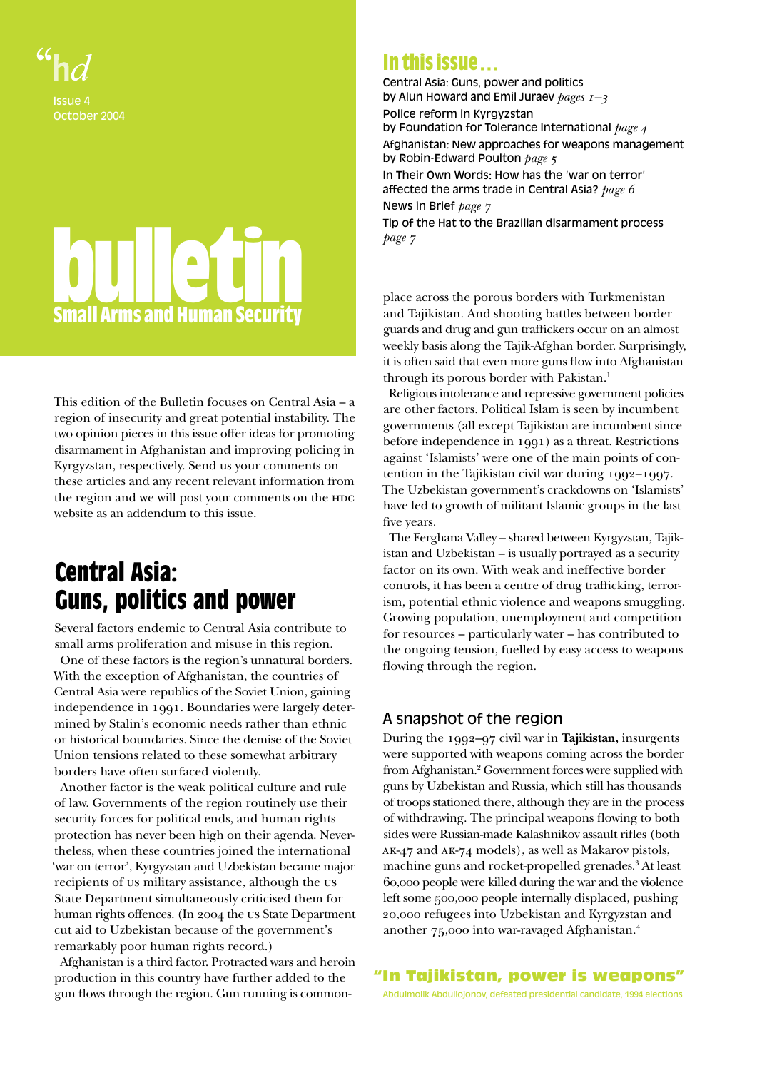"hd

Issue 4
October 2004

# bulletin

## Small Arms and Human Security

## In this issue…

Central Asia: Guns, power and politics
by Alun Howard and Emil Juraev *pages 1–3*

Police reform in Kyrgyzstan
by Foundation for Tolerance International *page 4*

Afghanistan: New approaches for weapons management
by Robin-Edward Poulton *page 5*

In Their Own Words: How has the 'war on terror' affected the arms trade in Central Asia? *page 6*

News in Brief *page 7*

Tip of the Hat to the Brazilian disarmament process *page 7*

This edition of the Bulletin focuses on Central Asia – a region of insecurity and great potential instability. The two opinion pieces in this issue offer ideas for promoting disarmament in Afghanistan and improving policing in Kyrgyzstan, respectively. Send us your comments on these articles and any recent relevant information from the region and we will post your comments on the HDC website as an addendum to this issue.

## Central Asia: Guns, politics and power

Several factors endemic to Central Asia contribute to small arms proliferation and misuse in this region.

One of these factors is the region's unnatural borders. With the exception of Afghanistan, the countries of Central Asia were republics of the Soviet Union, gaining independence in 1991. Boundaries were largely determined by Stalin's economic needs rather than ethnic or historical boundaries. Since the demise of the Soviet Union tensions related to these somewhat arbitrary borders have often surfaced violently.

Another factor is the weak political culture and rule of law. Governments of the region routinely use their security forces for political ends, and human rights protection has never been high on their agenda. Nevertheless, when these countries joined the international 'war on terror', Kyrgyzstan and Uzbekistan became major recipients of US military assistance, although the US State Department simultaneously criticised them for human rights offences. (In 2004 the US State Department cut aid to Uzbekistan because of the government's remarkably poor human rights record.)

Afghanistan is a third factor. Protracted wars and heroin production in this country have further added to the gun flows through the region. Gun running is commonplace across the porous borders with Turkmenistan and Tajikistan. And shooting battles between border guards and drug and gun traffickers occur on an almost weekly basis along the Tajik-Afghan border. Surprisingly, it is often said that even more guns flow into Afghanistan through its porous border with Pakistan.[1]

Religious intolerance and repressive government policies are other factors. Political Islam is seen by incumbent governments (all except Tajikistan are incumbent since before independence in 1991) as a threat. Restrictions against 'Islamists' were one of the main points of contention in the Tajikistan civil war during 1992–1997. The Uzbekistan government's crackdowns on 'Islamists' have led to growth of militant Islamic groups in the last five years.

The Ferghana Valley – shared between Kyrgyzstan, Tajikistan and Uzbekistan – is usually portrayed as a security factor on its own. With weak and ineffective border controls, it has been a centre of drug trafficking, terrorism, potential ethnic violence and weapons smuggling. Growing population, unemployment and competition for resources – particularly water – has contributed to the ongoing tension, fuelled by easy access to weapons flowing through the region.

### A snapshot of the region

During the 1992–97 civil war in **Tajikistan,** insurgents were supported with weapons coming across the border from Afghanistan.[2] Government forces were supplied with guns by Uzbekistan and Russia, which still has thousands of troops stationed there, although they are in the process of withdrawing. The principal weapons flowing to both sides were Russian-made Kalashnikov assault rifles (both AK-47 and AK-74 models), as well as Makarov pistols, machine guns and rocket-propelled grenades.[3] At least 60,000 people were killed during the war and the violence left some 500,000 people internally displaced, pushing 20,000 refugees into Uzbekistan and Kyrgyzstan and another 75,000 into war-ravaged Afghanistan.[4]

**"In Tajikistan, power is weapons"**
Abdulmolik Abdullojonov, defeated presidential candidate, 1994 elections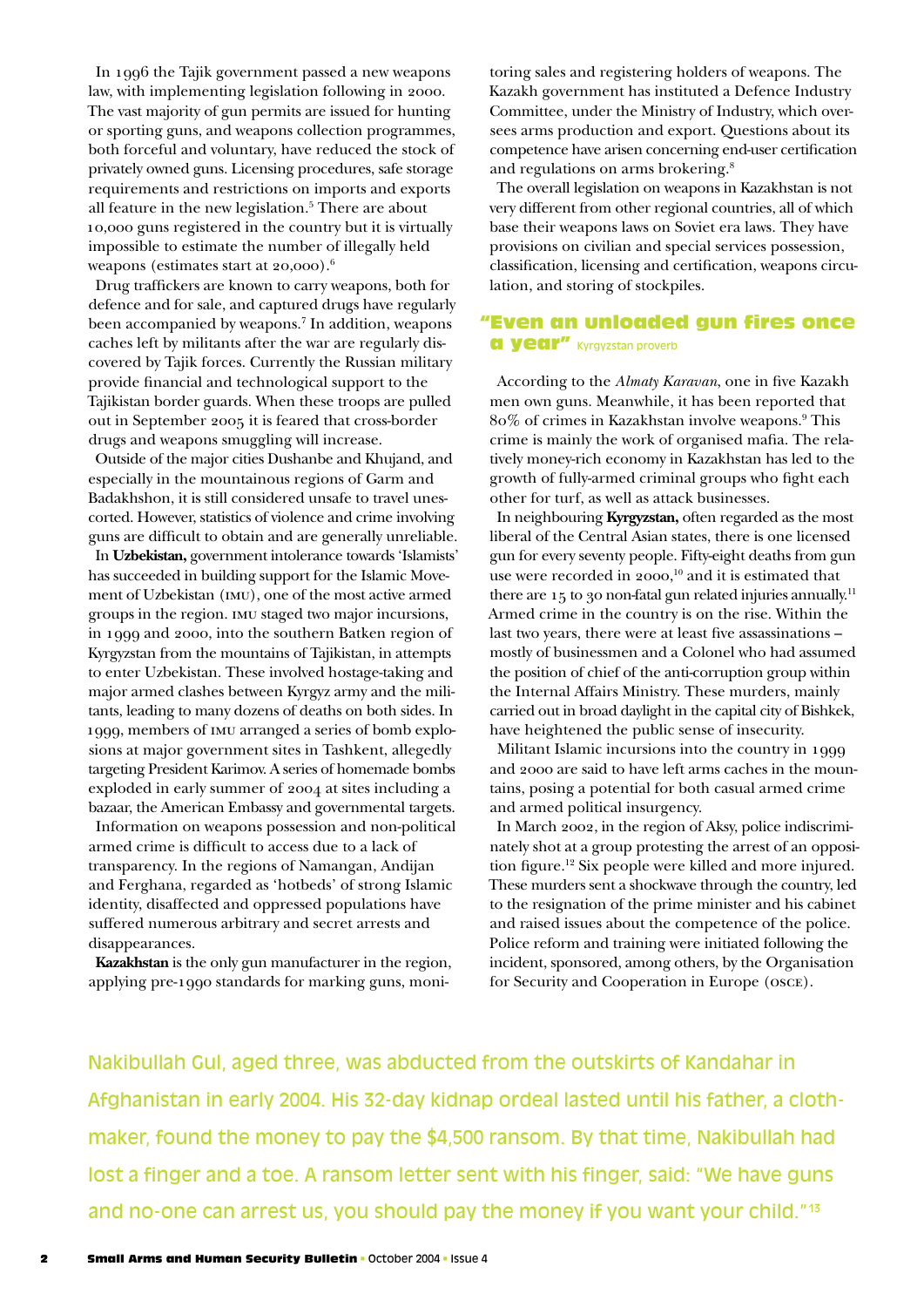In 1996 the Tajik government passed a new weapons law, with implementing legislation following in 2000. The vast majority of gun permits are issued for hunting or sporting guns, and weapons collection programmes, both forceful and voluntary, have reduced the stock of privately owned guns. Licensing procedures, safe storage requirements and restrictions on imports and exports all feature in the new legislation.[5] There are about 10,000 guns registered in the country but it is virtually impossible to estimate the number of illegally held weapons (estimates start at 20,000).[6]

Drug traffickers are known to carry weapons, both for defence and for sale, and captured drugs have regularly been accompanied by weapons.[7] In addition, weapons caches left by militants after the war are regularly discovered by Tajik forces. Currently the Russian military provide financial and technological support to the Tajikistan border guards. When these troops are pulled out in September 2005 it is feared that cross-border drugs and weapons smuggling will increase.

Outside of the major cities Dushanbe and Khujand, and especially in the mountainous regions of Garm and Badakhshon, it is still considered unsafe to travel unescorted. However, statistics of violence and crime involving guns are difficult to obtain and are generally unreliable.

In **Uzbekistan,** government intolerance towards 'Islamists' has succeeded in building support for the Islamic Movement of Uzbekistan (IMU), one of the most active armed groups in the region. IMU staged two major incursions, in 1999 and 2000, into the southern Batken region of Kyrgyzstan from the mountains of Tajikistan, in attempts to enter Uzbekistan. These involved hostage-taking and major armed clashes between Kyrgyz army and the militants, leading to many dozens of deaths on both sides. In 1999, members of IMU arranged a series of bomb explosions at major government sites in Tashkent, allegedly targeting President Karimov. A series of homemade bombs exploded in early summer of 2004 at sites including a bazaar, the American Embassy and governmental targets.

Information on weapons possession and non-political armed crime is difficult to access due to a lack of transparency. In the regions of Namangan, Andijan and Ferghana, regarded as 'hotbeds' of strong Islamic identity, disaffected and oppressed populations have suffered numerous arbitrary and secret arrests and disappearances.

**Kazakhstan** is the only gun manufacturer in the region, applying pre-1990 standards for marking guns, monitoring sales and registering holders of weapons. The Kazakh government has instituted a Defence Industry Committee, under the Ministry of Industry, which oversees arms production and export. Questions about its competence have arisen concerning end-user certification and regulations on arms brokering.[8]

The overall legislation on weapons in Kazakhstan is not very different from other regional countries, all of which base their weapons laws on Soviet era laws. They have provisions on civilian and special services possession, classification, licensing and certification, weapons circulation, and storing of stockpiles.

## "Even an unloaded gun fires once a year" Kyrgyzstan proverb

According to the *Almaty Karavan*, one in five Kazakh men own guns. Meanwhile, it has been reported that 80% of crimes in Kazakhstan involve weapons.[9] This crime is mainly the work of organised mafia. The relatively money-rich economy in Kazakhstan has led to the growth of fully-armed criminal groups who fight each other for turf, as well as attack businesses.

In neighbouring **Kyrgyzstan,** often regarded as the most liberal of the Central Asian states, there is one licensed gun for every seventy people. Fifty-eight deaths from gun use were recorded in 2000,[10] and it is estimated that there are 15 to 30 non-fatal gun related injuries annually.[11] Armed crime in the country is on the rise. Within the last two years, there were at least five assassinations – mostly of businessmen and a Colonel who had assumed the position of chief of the anti-corruption group within the Internal Affairs Ministry. These murders, mainly carried out in broad daylight in the capital city of Bishkek, have heightened the public sense of insecurity.

Militant Islamic incursions into the country in 1999 and 2000 are said to have left arms caches in the mountains, posing a potential for both casual armed crime and armed political insurgency.

In March 2002, in the region of Aksy, police indiscriminately shot at a group protesting the arrest of an opposition figure.[12] Six people were killed and more injured. These murders sent a shockwave through the country, led to the resignation of the prime minister and his cabinet and raised issues about the competence of the police. Police reform and training were initiated following the incident, sponsored, among others, by the Organisation for Security and Cooperation in Europe (OSCE).

Nakibullah Gul, aged three, was abducted from the outskirts of Kandahar in Afghanistan in early 2004. His 32-day kidnap ordeal lasted until his father, a cloth-maker, found the money to pay the $4,500 ransom. By that time, Nakibullah had lost a finger and a toe. A ransom letter sent with his finger, said: "We have guns and no-one can arrest us, you should pay the money if you want your child."[13]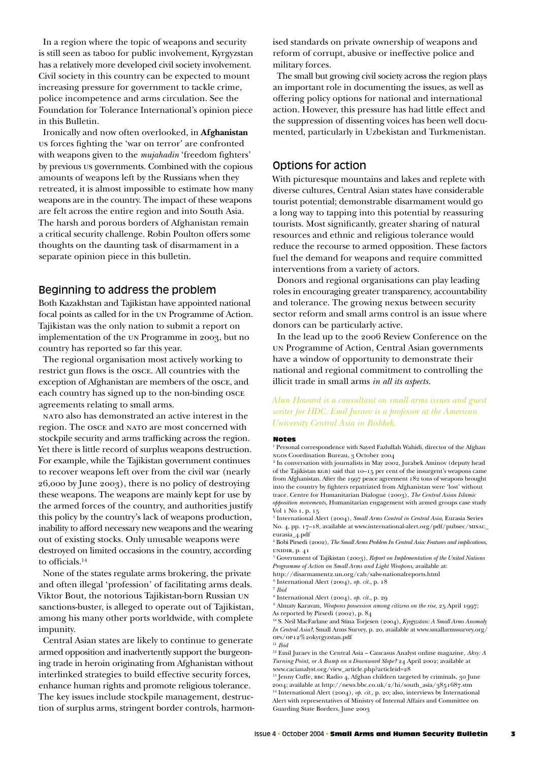In a region where the topic of weapons and security is still seen as taboo for public involvement, Kyrgyzstan has a relatively more developed civil society involvement. Civil society in this country can be expected to mount increasing pressure for government to tackle crime, police incompetence and arms circulation. See the Foundation for Tolerance International's opinion piece in this Bulletin.

Ironically and now often overlooked, in **Afghanistan** US forces fighting the 'war on terror' are confronted with weapons given to the *mujahadin* 'freedom fighters' by previous US governments. Combined with the copious amounts of weapons left by the Russians when they retreated, it is almost impossible to estimate how many weapons are in the country. The impact of these weapons are felt across the entire region and into South Asia. The harsh and porous borders of Afghanistan remain a critical security challenge. Robin Poulton offers some thoughts on the daunting task of disarmament in a separate opinion piece in this bulletin.

## Beginning to address the problem

Both Kazakhstan and Tajikistan have appointed national focal points as called for in the UN Programme of Action. Tajikistan was the only nation to submit a report on implementation of the UN Programme in 2003, but no country has reported so far this year.

The regional organisation most actively working to restrict gun flows is the OSCE. All countries with the exception of Afghanistan are members of the OSCE, and each country has signed up to the non-binding OSCE agreements relating to small arms.

NATO also has demonstrated an active interest in the region. The OSCE and NATO are most concerned with stockpile security and arms trafficking across the region. Yet there is little record of surplus weapons destruction. For example, while the Tajikistan government continues to recover weapons left over from the civil war (nearly 26,000 by June 2003), there is no policy of destroying these weapons. The weapons are mainly kept for use by the armed forces of the country, and authorities justify this policy by the country's lack of weapons production, inability to afford necessary new weapons and the wearing out of existing stocks. Only unusable weapons were destroyed on limited occasions in the country, according to officials.[14]

None of the states regulate arms brokering, the private and often illegal 'profession' of facilitating arms deals. Viktor Bout, the notorious Tajikistan-born Russian UN sanctions-buster, is alleged to operate out of Tajikistan, among his many other ports worldwide, with complete impunity.

Central Asian states are likely to continue to generate armed opposition and inadvertently support the burgeoning trade in heroin originating from Afghanistan without interlinked strategies to build effective security forces, enhance human rights and promote religious tolerance. The key issues include stockpile management, destruction of surplus arms, stringent border controls, harmonised standards on private ownership of weapons and reform of corrupt, abusive or ineffective police and military forces.

The small but growing civil society across the region plays an important role in documenting the issues, as well as offering policy options for national and international action. However, this pressure has had little effect and the suppression of dissenting voices has been well documented, particularly in Uzbekistan and Turkmenistan.

## Options for action

With picturesque mountains and lakes and replete with diverse cultures, Central Asian states have considerable tourist potential; demonstrable disarmament would go a long way to tapping into this potential by reassuring tourists. Most significantly, greater sharing of natural resources and ethnic and religious tolerance would reduce the recourse to armed opposition. These factors fuel the demand for weapons and require committed interventions from a variety of actors.

Donors and regional organisations can play leading roles in encouraging greater transparency, accountability and tolerance. The growing nexus between security sector reform and small arms control is an issue where donors can be particularly active.

In the lead up to the 2006 Review Conference on the UN Programme of Action, Central Asian governments have a window of opportunity to demonstrate their national and regional commitment to controlling the illicit trade in small arms *in all its aspects.*

*Alun Howard is a consultant on small arms issues and guest writer for HDC. Emil Juraev is a professor at the American University Central Asia in Bishkek.*

### Notes

[1] Personal correspondence with Sayed Fazlullah Wahidi, director of the Afghan NGOs Coordination Bureau, 3 October 2004

[2] In conversation with journalists in May 2002, Jurabek Aminov (deputy head of the Tajikistan KGB) said that 10–15 per cent of the insurgent's weapons came from Afghanistan. After the 1997 peace agreement 182 tons of weapons brought into the country by fighters repatriated from Afghanistan were 'lost' without trace. Centre for Humanitarian Dialogue (2003), *The Central Asian Islamic opposition movements*, Humanitarian engagement with armed groups case study Vol 1 No 1, p. 15

[3] International Alert (2004), *Small Arms Control in Central Asia*, Eurasia Series No. 4, pp. 17–18, available at www.international-alert.org/pdf/pubsec/MISAC_eurasia_4.pdf

[4] Bobi Pirsedi (2002), *The Small Arms Problem In Central Asia: Features and implications*, UNIDIR, p. 41

[5] Government of Tajikistan (2003), *Report on Implementation of the United Nations Programme of Action on Small Arms and Light Weapons*, available at: http://disarmament2.un.org/cab/salw-nationalreports.html

[6] International Alert (2004), *op. cit.*, p. 18

[7] *Ibid*

[8] International Alert (2004), *op. cit.*, p. 29

[9] Almaty Karavan, *Weapons possession among citizens on the rise*, 25 April 1997; As reported by Pirsedi (2002), p. 84

[10] S. Neil MacFarlane and Stina Torjesen (2004), *Kyrgyzstan: A Small Arms Anomaly In Central Asia?*, Small Arms Survey, p. 20, available at www.smallarmssurvey.org/OPS/OP12%20kyrgyzstan.pdf

[11] *Ibid*

[12] Emil Juraev in the Central Asia – Caucasus Analyst online magazine, *Aksy: A Turning Point, or A Bump on a Downward Slope?* 24 April 2002; available at www.cacianalyst.org/view_article.php?articleid=28

[13] Jenny Cuffe, BBC Radio 4, Afghan children targeted by criminals, 30 June 2004; available at http://news.bbc.co.uk/2/hi/south_asia/3851687.stm

[14] International Alert (2004), *op. cit.*, p. 20; also, interviews by International Alert with representatives of Ministry of Internal Affairs and Committee on Guarding State Borders, June 2003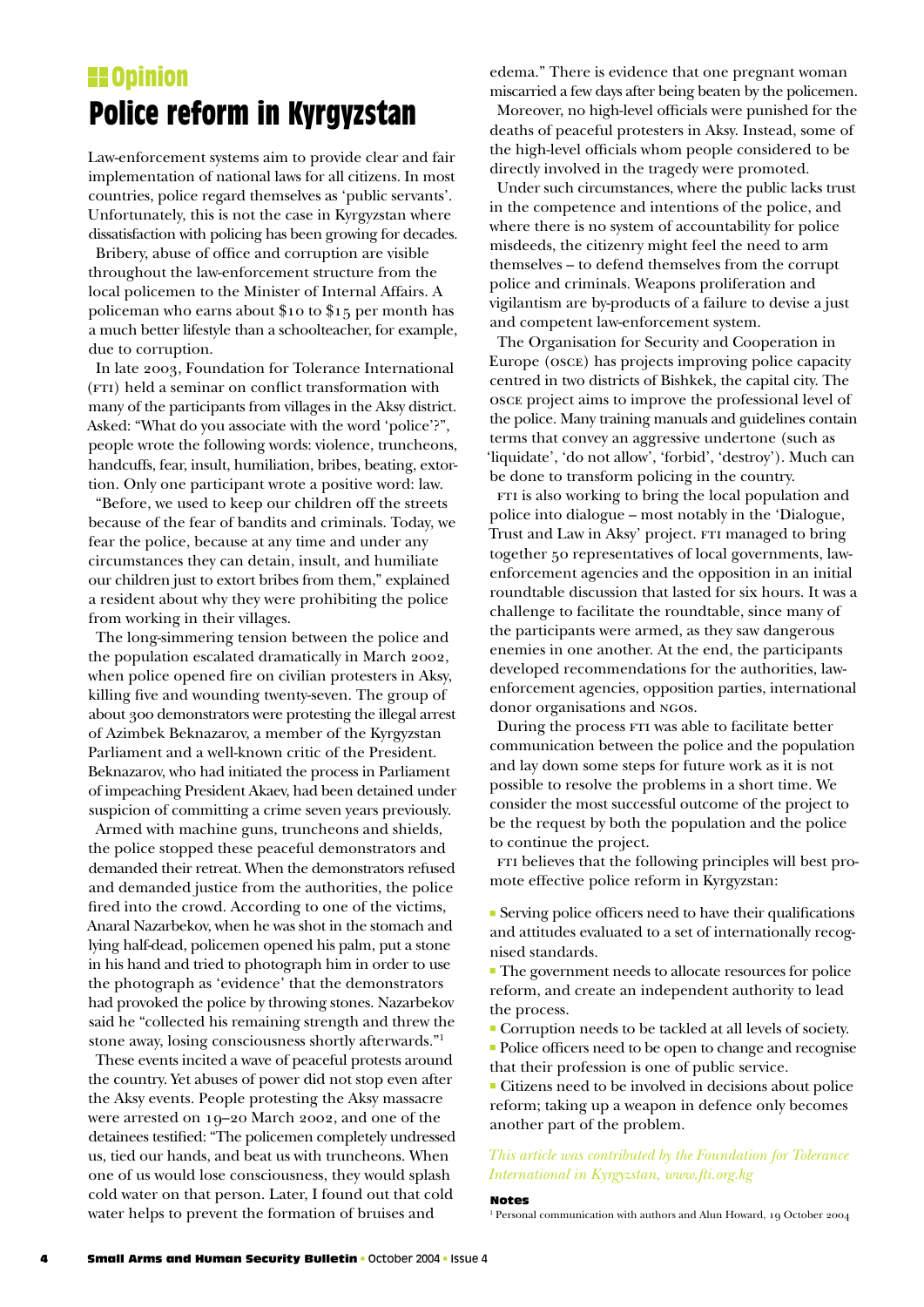## Opinion

# Police reform in Kyrgyzstan

Law-enforcement systems aim to provide clear and fair implementation of national laws for all citizens. In most countries, police regard themselves as 'public servants'. Unfortunately, this is not the case in Kyrgyzstan where dissatisfaction with policing has been growing for decades.

Bribery, abuse of office and corruption are visible throughout the law-enforcement structure from the local policemen to the Minister of Internal Affairs. A policeman who earns about $10 to $15 per month has a much better lifestyle than a schoolteacher, for example, due to corruption.

In late 2003, Foundation for Tolerance International (FTI) held a seminar on conflict transformation with many of the participants from villages in the Aksy district. Asked: "What do you associate with the word 'police'?", people wrote the following words: violence, truncheons, handcuffs, fear, insult, humiliation, bribes, beating, extortion. Only one participant wrote a positive word: law.

"Before, we used to keep our children off the streets because of the fear of bandits and criminals. Today, we fear the police, because at any time and under any circumstances they can detain, insult, and humiliate our children just to extort bribes from them," explained a resident about why they were prohibiting the police from working in their villages.

The long-simmering tension between the police and the population escalated dramatically in March 2002, when police opened fire on civilian protesters in Aksy, killing five and wounding twenty-seven. The group of about 300 demonstrators were protesting the illegal arrest of Azimbek Beknazarov, a member of the Kyrgyzstan Parliament and a well-known critic of the President. Beknazarov, who had initiated the process in Parliament of impeaching President Akaev, had been detained under suspicion of committing a crime seven years previously.

Armed with machine guns, truncheons and shields, the police stopped these peaceful demonstrators and demanded their retreat. When the demonstrators refused and demanded justice from the authorities, the police fired into the crowd. According to one of the victims, Anaral Nazarbekov, when he was shot in the stomach and lying half-dead, policemen opened his palm, put a stone in his hand and tried to photograph him in order to use the photograph as 'evidence' that the demonstrators had provoked the police by throwing stones. Nazarbekov said he "collected his remaining strength and threw the stone away, losing consciousness shortly afterwards."[1]

These events incited a wave of peaceful protests around the country. Yet abuses of power did not stop even after the Aksy events. People protesting the Aksy massacre were arrested on 19–20 March 2002, and one of the detainees testified: "The policemen completely undressed us, tied our hands, and beat us with truncheons. When one of us would lose consciousness, they would splash cold water on that person. Later, I found out that cold water helps to prevent the formation of bruises and edema." There is evidence that one pregnant woman miscarried a few days after being beaten by the policemen.

Moreover, no high-level officials were punished for the deaths of peaceful protesters in Aksy. Instead, some of the high-level officials whom people considered to be directly involved in the tragedy were promoted.

Under such circumstances, where the public lacks trust in the competence and intentions of the police, and where there is no system of accountability for police misdeeds, the citizenry might feel the need to arm themselves – to defend themselves from the corrupt police and criminals. Weapons proliferation and vigilantism are by-products of a failure to devise a just and competent law-enforcement system.

The Organisation for Security and Cooperation in Europe (OSCE) has projects improving police capacity centred in two districts of Bishkek, the capital city. The OSCE project aims to improve the professional level of the police. Many training manuals and guidelines contain terms that convey an aggressive undertone (such as 'liquidate', 'do not allow', 'forbid', 'destroy'). Much can be done to transform policing in the country.

FTI is also working to bring the local population and police into dialogue – most notably in the 'Dialogue, Trust and Law in Aksy' project. FTI managed to bring together 50 representatives of local governments, law-enforcement agencies and the opposition in an initial roundtable discussion that lasted for six hours. It was a challenge to facilitate the roundtable, since many of the participants were armed, as they saw dangerous enemies in one another. At the end, the participants developed recommendations for the authorities, law-enforcement agencies, opposition parties, international donor organisations and NGOs.

During the process FTI was able to facilitate better communication between the police and the population and lay down some steps for future work as it is not possible to resolve the problems in a short time. We consider the most successful outcome of the project to be the request by both the population and the police to continue the project.

FTI believes that the following principles will best promote effective police reform in Kyrgyzstan:

- Serving police officers need to have their qualifications and attitudes evaluated to a set of internationally recognised standards.
- The government needs to allocate resources for police reform, and create an independent authority to lead the process.
- Corruption needs to be tackled at all levels of society.
- Police officers need to be open to change and recognise that their profession is one of public service.
- Citizens need to be involved in decisions about police reform; taking up a weapon in defence only becomes another part of the problem.

*This article was contributed by the Foundation for Tolerance International in Kyrgyzstan, www.fti.org.kg*

**Notes**

[1] Personal communication with authors and Alun Howard, 19 October 2004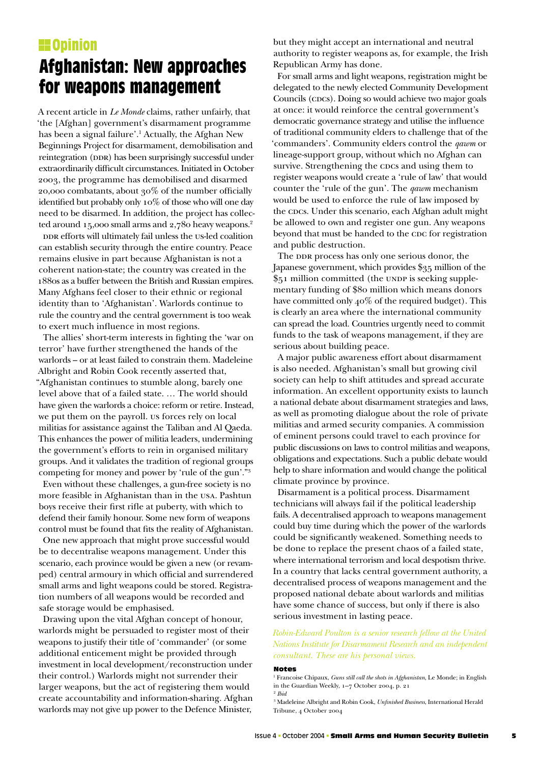## Opinion

# Afghanistan: New approaches for weapons management

A recent article in *Le Monde* claims, rather unfairly, that 'the [Afghan] government's disarmament programme has been a signal failure'.[1] Actually, the Afghan New Beginnings Project for disarmament, demobilisation and reintegration (DDR) has been surprisingly successful under extraordinarily difficult circumstances. Initiated in October 2003, the programme has demobilised and disarmed 20,000 combatants, about 30% of the number officially identified but probably only 10% of those who will one day need to be disarmed. In addition, the project has collected around 15,000 small arms and 2,780 heavy weapons.[2]

DDR efforts will ultimately fail unless the US-led coalition can establish security through the entire country. Peace remains elusive in part because Afghanistan is not a coherent nation-state; the country was created in the 1880s as a buffer between the British and Russian empires. Many Afghans feel closer to their ethnic or regional identity than to 'Afghanistan'. Warlords continue to rule the country and the central government is too weak to exert much influence in most regions.

The allies' short-term interests in fighting the 'war on terror' have further strengthened the hands of the warlords – or at least failed to constrain them. Madeleine Albright and Robin Cook recently asserted that, "Afghanistan continues to stumble along, barely one level above that of a failed state. … The world should have given the warlords a choice: reform or retire. Instead, we put them on the payroll. US forces rely on local militias for assistance against the Taliban and Al Qaeda. This enhances the power of militia leaders, undermining the government's efforts to rein in organised military groups. And it validates the tradition of regional groups competing for money and power by 'rule of the gun'."[3]

Even without these challenges, a gun-free society is no more feasible in Afghanistan than in the USA. Pashtun boys receive their first rifle at puberty, with which to defend their family honour. Some new form of weapons control must be found that fits the reality of Afghanistan.

One new approach that might prove successful would be to decentralise weapons management. Under this scenario, each province would be given a new (or revamped) central armoury in which official and surrendered small arms and light weapons could be stored. Registration numbers of all weapons would be recorded and safe storage would be emphasised.

Drawing upon the vital Afghan concept of honour, warlords might be persuaded to register most of their weapons to justify their title of 'commander' (or some additional enticement might be provided through investment in local development/reconstruction under their control.) Warlords might not surrender their larger weapons, but the act of registering them would create accountability and information-sharing. Afghan warlords may not give up power to the Defence Minister, but they might accept an international and neutral authority to register weapons as, for example, the Irish Republican Army has done.

For small arms and light weapons, registration might be delegated to the newly elected Community Development Councils (CDCs). Doing so would achieve two major goals at once: it would reinforce the central government's democratic governance strategy and utilise the influence of traditional community elders to challenge that of the 'commanders'. Community elders control the *qawm* or lineage-support group, without which no Afghan can survive. Strengthening the CDCs and using them to register weapons would create a 'rule of law' that would counter the 'rule of the gun'. The *qawm* mechanism would be used to enforce the rule of law imposed by the CDCs. Under this scenario, each Afghan adult might be allowed to own and register one gun. Any weapons beyond that must be handed to the CDC for registration and public destruction.

The DDR process has only one serious donor, the Japanese government, which provides $35 million of the $51 million committed (the UNDP is seeking supplementary funding of $80 million which means donors have committed only 40% of the required budget). This is clearly an area where the international community can spread the load. Countries urgently need to commit funds to the task of weapons management, if they are serious about building peace.

A major public awareness effort about disarmament is also needed. Afghanistan's small but growing civil society can help to shift attitudes and spread accurate information. An excellent opportunity exists to launch a national debate about disarmament strategies and laws, as well as promoting dialogue about the role of private militias and armed security companies. A commission of eminent persons could travel to each province for public discussions on laws to control militias and weapons, obligations and expectations. Such a public debate would help to share information and would change the political climate province by province.

Disarmament is a political process. Disarmament technicians will always fail if the political leadership fails. A decentralised approach to weapons management could buy time during which the power of the warlords could be significantly weakened. Something needs to be done to replace the present chaos of a failed state, where international terrorism and local despotism thrive. In a country that lacks central government authority, a decentralised process of weapons management and the proposed national debate about warlords and militias have some chance of success, but only if there is also serious investment in lasting peace.

*Robin-Edward Poulton is a senior research fellow at the United Nations Institute for Disarmament Research and an independent consultant. These are his personal views.*

### Notes

[1] Francoise Chipaux, *Guns still call the shots in Afghanistan*, Le Monde; in English in the Guardian Weekly, 1–7 October 2004, p. 21

[2] *Ibid*

[3] Madeleine Albright and Robin Cook, *Unfinished Business*, International Herald Tribune, 4 October 2004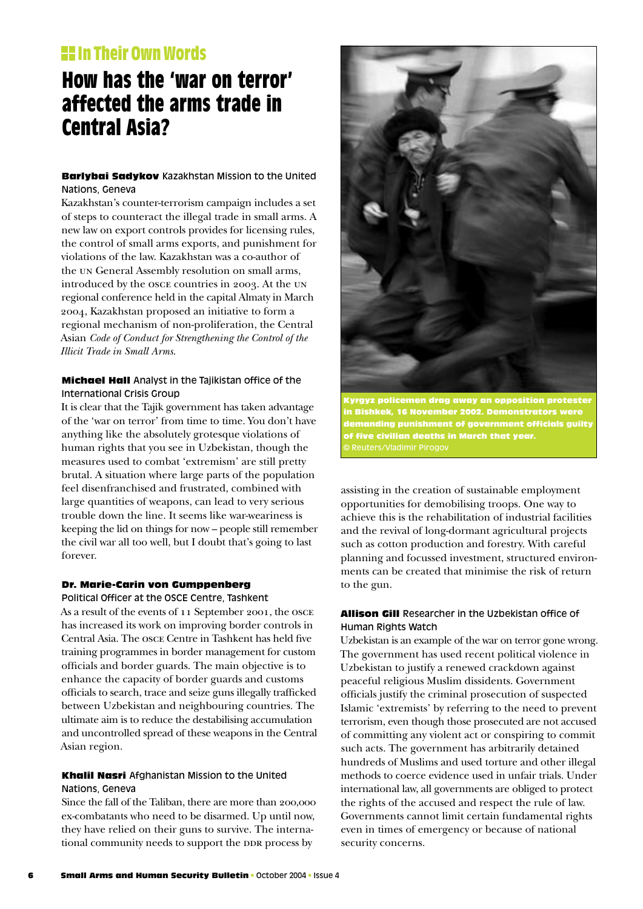## In Their Own Words

# How has the 'war on terror' affected the arms trade in Central Asia?

**Barlybai Sadykov** Kazakhstan Mission to the United Nations, Geneva

Kazakhstan's counter-terrorism campaign includes a set of steps to counteract the illegal trade in small arms. A new law on export controls provides for licensing rules, the control of small arms exports, and punishment for violations of the law. Kazakhstan was a co-author of the UN General Assembly resolution on small arms, introduced by the OSCE countries in 2003. At the UN regional conference held in the capital Almaty in March 2004, Kazakhstan proposed an initiative to form a regional mechanism of non-proliferation, the Central Asian *Code of Conduct for Strengthening the Control of the Illicit Trade in Small Arms.*

**Michael Hall** Analyst in the Tajikistan office of the International Crisis Group

It is clear that the Tajik government has taken advantage of the 'war on terror' from time to time. You don't have anything like the absolutely grotesque violations of human rights that you see in Uzbekistan, though the measures used to combat 'extremism' are still pretty brutal. A situation where large parts of the population feel disenfranchised and frustrated, combined with large quantities of weapons, can lead to very serious trouble down the line. It seems like war-weariness is keeping the lid on things for now – people still remember the civil war all too well, but I doubt that's going to last forever.

**Dr. Marie-Carin von Gumppenberg** Political Officer at the OSCE Centre, Tashkent

As a result of the events of 11 September 2001, the OSCE has increased its work on improving border controls in Central Asia. The OSCE Centre in Tashkent has held five training programmes in border management for custom officials and border guards. The main objective is to enhance the capacity of border guards and customs officials to search, trace and seize guns illegally trafficked between Uzbekistan and neighbouring countries. The ultimate aim is to reduce the destabilising accumulation and uncontrolled spread of these weapons in the Central Asian region.

**Khalil Nasri** Afghanistan Mission to the United Nations, Geneva

Since the fall of the Taliban, there are more than 200,000 ex-combatants who need to be disarmed. Up until now, they have relied on their guns to survive. The international community needs to support the DDR process by assisting in the creation of sustainable employment opportunities for demobilising troops. One way to achieve this is the rehabilitation of industrial facilities and the revival of long-dormant agricultural projects such as cotton production and forestry. With careful planning and focussed investment, structured environments can be created that minimise the risk of return to the gun.

**Kyrgyz policemen drag away an opposition protester in Bishkek, 16 November 2002. Demonstrators were demanding punishment of government officials guilty of five civilian deaths in March that year.**
© Reuters/Vladimir Pirogov

**Allison Gill** Researcher in the Uzbekistan office of Human Rights Watch

Uzbekistan is an example of the war on terror gone wrong. The government has used recent political violence in Uzbekistan to justify a renewed crackdown against peaceful religious Muslim dissidents. Government officials justify the criminal prosecution of suspected Islamic 'extremists' by referring to the need to prevent terrorism, even though those prosecuted are not accused of committing any violent act or conspiring to commit such acts. The government has arbitrarily detained hundreds of Muslims and used torture and other illegal methods to coerce evidence used in unfair trials. Under international law, all governments are obliged to protect the rights of the accused and respect the rule of law. Governments cannot limit certain fundamental rights even in times of emergency or because of national security concerns.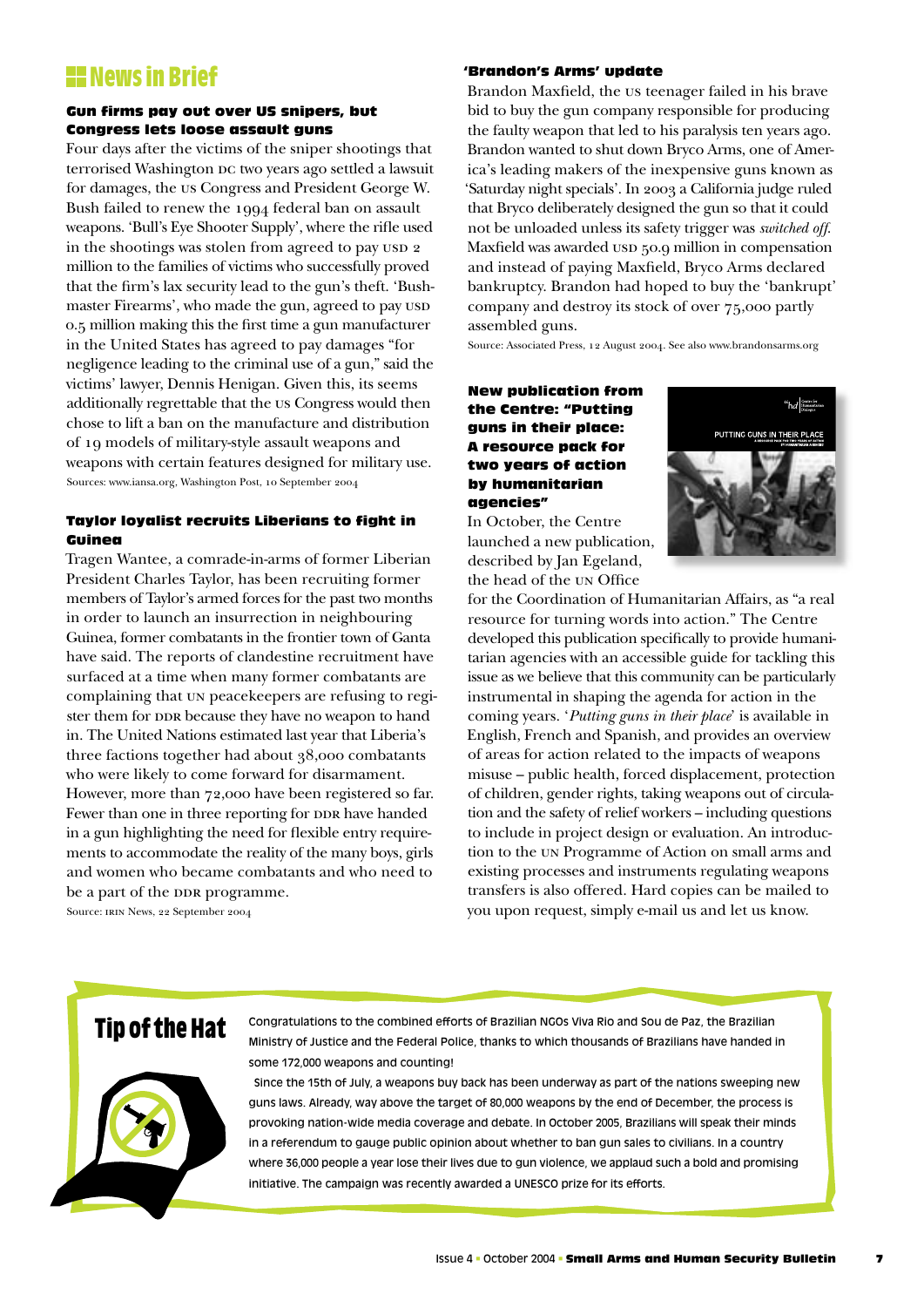## News in Brief

### Gun firms pay out over US snipers, but Congress lets loose assault guns

Four days after the victims of the sniper shootings that terrorised Washington DC two years ago settled a lawsuit for damages, the US Congress and President George W. Bush failed to renew the 1994 federal ban on assault weapons. 'Bull's Eye Shooter Supply', where the rifle used in the shootings was stolen from agreed to pay USD 2 million to the families of victims who successfully proved that the firm's lax security lead to the gun's theft. 'Bushmaster Firearms', who made the gun, agreed to pay USD 0.5 million making this the first time a gun manufacturer in the United States has agreed to pay damages "for negligence leading to the criminal use of a gun," said the victims' lawyer, Dennis Henigan. Given this, its seems additionally regrettable that the US Congress would then chose to lift a ban on the manufacture and distribution of 19 models of military-style assault weapons and weapons with certain features designed for military use.

Sources: www.iansa.org, Washington Post, 10 September 2004

### Taylor loyalist recruits Liberians to fight in Guinea

Tragen Wantee, a comrade-in-arms of former Liberian President Charles Taylor, has been recruiting former members of Taylor's armed forces for the past two months in order to launch an insurrection in neighbouring Guinea, former combatants in the frontier town of Ganta have said. The reports of clandestine recruitment have surfaced at a time when many former combatants are complaining that UN peacekeepers are refusing to register them for DDR because they have no weapon to hand in. The United Nations estimated last year that Liberia's three factions together had about 38,000 combatants who were likely to come forward for disarmament. However, more than 72,000 have been registered so far. Fewer than one in three reporting for DDR have handed in a gun highlighting the need for flexible entry requirements to accommodate the reality of the many boys, girls and women who became combatants and who need to be a part of the DDR programme.

Source: IRIN News, 22 September 2004

### 'Brandon's Arms' update

Brandon Maxfield, the US teenager failed in his brave bid to buy the gun company responsible for producing the faulty weapon that led to his paralysis ten years ago. Brandon wanted to shut down Bryco Arms, one of America's leading makers of the inexpensive guns known as 'Saturday night specials'. In 2003 a California judge ruled that Bryco deliberately designed the gun so that it could not be unloaded unless its safety trigger was *switched off*. Maxfield was awarded USD 50.9 million in compensation and instead of paying Maxfield, Bryco Arms declared bankruptcy. Brandon had hoped to buy the 'bankrupt' company and destroy its stock of over 75,000 partly assembled guns.

Source: Associated Press, 12 August 2004. See also www.brandonsarms.org

### New publication from the Centre: "Putting guns in their place: A resource pack for two years of action by humanitarian agencies"

In October, the Centre launched a new publication, described by Jan Egeland, the head of the UN Office for the Coordination of Humanitarian Affairs, as "a real resource for turning words into action." The Centre developed this publication specifically to provide humanitarian agencies with an accessible guide for tackling this issue as we believe that this community can be particularly instrumental in shaping the agenda for action in the coming years. '*Putting guns in their place*' is available in English, French and Spanish, and provides an overview of areas for action related to the impacts of weapons misuse – public health, forced displacement, protection of children, gender rights, taking weapons out of circulation and the safety of relief workers – including questions to include in project design or evaluation. An introduction to the UN Programme of Action on small arms and existing processes and instruments regulating weapons transfers is also offered. Hard copies can be mailed to you upon request, simply e-mail us and let us know.

## Tip of the Hat

Congratulations to the combined efforts of Brazilian NGOs Viva Rio and Sou de Paz, the Brazilian Ministry of Justice and the Federal Police, thanks to which thousands of Brazilians have handed in some 172,000 weapons and counting!

Since the 15th of July, a weapons buy back has been underway as part of the nations sweeping new guns laws. Already, way above the target of 80,000 weapons by the end of December, the process is provoking nation-wide media coverage and debate. In October 2005, Brazilians will speak their minds in a referendum to gauge public opinion about whether to ban gun sales to civilians. In a country where 36,000 people a year lose their lives due to gun violence, we applaud such a bold and promising initiative. The campaign was recently awarded a UNESCO prize for its efforts.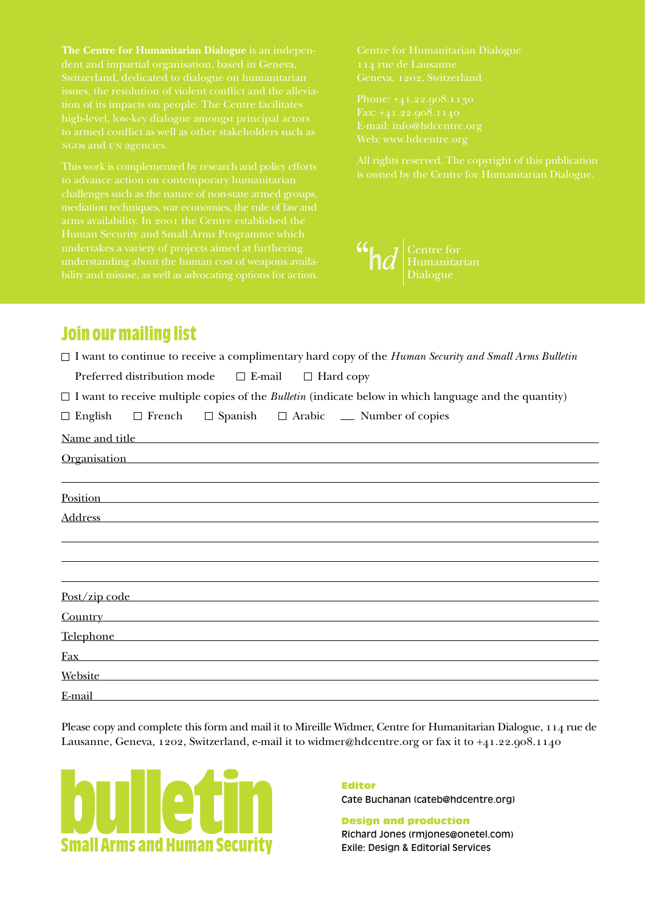**The Centre for Humanitarian Dialogue** is an independent and impartial organisation, based in Geneva, Switzerland, dedicated to dialogue on humanitarian issues, the resolution of violent conflict and the alleviation of its impacts on people. The Centre facilitates high-level, low-key dialogue amongst principal actors to armed conflict as well as other stakeholders such as NGOs and UN agencies.

This work is complemented by research and policy efforts to advance action on contemporary humanitarian challenges such as the nature of non-state armed groups, mediation techniques, war economies, the rule of law and arms availability. In 2001 the Centre established the Human Security and Small Arms Programme which undertakes a variety of projects aimed at furthering understanding about the human cost of weapons availability and misuse, as well as advocating options for action.

Centre for Humanitarian Dialogue
114 rue de Lausanne
Geneva, 1202, Switzerland

Phone: +41.22.908.1130
Fax: +41.22.908.1140
E-mail: info@hdcentre.org
Web: www.hdcentre.org

All rights reserved. The copyright of this publication is owned by the Centre for Humanitarian Dialogue.

"hd Centre for Humanitarian Dialogue

## Join our mailing list

☐ I want to continue to receive a complimentary hard copy of the *Human Security and Small Arms Bulletin*

Preferred distribution mode ☐ E-mail ☐ Hard copy

☐ I want to receive multiple copies of the *Bulletin* (indicate below in which language and the quantity)

☐ English ☐ French ☐ Spanish ☐ Arabic __ Number of copies

Name and title ______________________________

Organisation ______________________________

______________________________

Position ______________________________

Address ______________________________

______________________________

______________________________

______________________________

Post/zip code ______________________________

Country ______________________________

Telephone ______________________________

Fax ______________________________

Website ______________________________

E-mail ______________________________

Please copy and complete this form and mail it to Mireille Widmer, Centre for Humanitarian Dialogue, 114 rue de Lausanne, Geneva, 1202, Switzerland, e-mail it to widmer@hdcentre.org or fax it to +41.22.908.1140

**bulletin**
**Small Arms and Human Security**

**Editor**
Cate Buchanan (cateb@hdcentre.org)

**Design and production**
Richard Jones (rmjones@onetel.com)
Exile: Design & Editorial Services